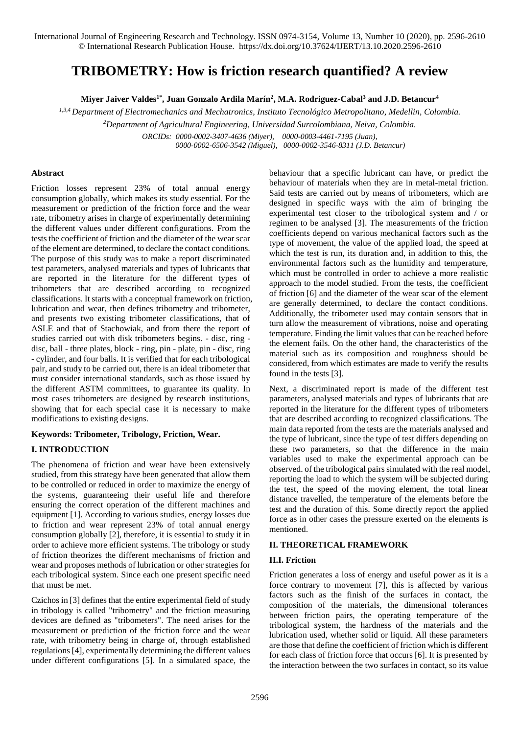# TRIBOMETRY: How is friction research quantified? A review

**Miyer Jaiver Valdes[1*], Juan Gonzalo Ardila Marín[2], M.A. Rodriguez-Cabal[3] and J.D. Betancur[4]**

*[1,3,4] Department of Electromechanics and Mechatronics, Instituto Tecnológico Metropolitano, Medellin, Colombia.*

*[2] Department of Agricultural Engineering, Universidad Surcolombiana, Neiva, Colombia.*

*ORCIDs: 0000-0002-3407-4636 (Miyer), 0000-0003-4461-7195 (Juan), 0000-0002-6506-3542 (Miguel), 0000-0002-3546-8311 (J.D. Betancur)*

### Abstract

Friction losses represent 23% of total annual energy consumption globally, which makes its study essential. For the measurement or prediction of the friction force and the wear rate, tribometry arises in charge of experimentally determining the different values under different configurations. From the tests the coefficient of friction and the diameter of the wear scar of the element are determined, to declare the contact conditions. The purpose of this study was to make a report discriminated test parameters, analysed materials and types of lubricants that are reported in the literature for the different types of tribometers that are described according to recognized classifications. It starts with a conceptual framework on friction, lubrication and wear, then defines tribometry and tribometer, and presents two existing tribometer classifications, that of ASLE and that of Stachowiak, and from there the report of studies carried out with disk tribometers begins. - disc, ring - disc, ball - three plates, block - ring, pin - plate, pin - disc, ring - cylinder, and four balls. It is verified that for each tribological pair, and study to be carried out, there is an ideal tribometer that must consider international standards, such as those issued by the different ASTM committees, to guarantee its quality. In most cases tribometers are designed by research institutions, showing that for each special case it is necessary to make modifications to existing designs.

**Keywords: Tribometer, Tribology, Friction, Wear.**

## I. INTRODUCTION

The phenomena of friction and wear have been extensively studied, from this strategy have been generated that allow them to be controlled or reduced in order to maximize the energy of the systems, guaranteeing their useful life and therefore ensuring the correct operation of the different machines and equipment [1]. According to various studies, energy losses due to friction and wear represent 23% of total annual energy consumption globally [2], therefore, it is essential to study it in order to achieve more efficient systems. The tribology or study of friction theorizes the different mechanisms of friction and wear and proposes methods of lubrication or other strategies for each tribological system. Since each one present specific need that must be met.

Czichos in [3] defines that the entire experimental field of study in tribology is called "tribometry" and the friction measuring devices are defined as "tribometers". The need arises for the measurement or prediction of the friction force and the wear rate, with tribometry being in charge of, through established regulations [4], experimentally determining the different values under different configurations [5]. In a simulated space, the behaviour that a specific lubricant can have, or predict the behaviour of materials when they are in metal-metal friction. Said tests are carried out by means of tribometers, which are designed in specific ways with the aim of bringing the experimental test closer to the tribological system and / or regimen to be analysed [3]. The measurements of the friction coefficients depend on various mechanical factors such as the type of movement, the value of the applied load, the speed at which the test is run, its duration and, in addition to this, the environmental factors such as the humidity and temperature, which must be controlled in order to achieve a more realistic approach to the model studied. From the tests, the coefficient of friction [6] and the diameter of the wear scar of the element are generally determined, to declare the contact conditions. Additionally, the tribometer used may contain sensors that in turn allow the measurement of vibrations, noise and operating temperature. Finding the limit values that can be reached before the element fails. On the other hand, the characteristics of the material such as its composition and roughness should be considered, from which estimates are made to verify the results found in the tests [3].

Next, a discriminated report is made of the different test parameters, analysed materials and types of lubricants that are reported in the literature for the different types of tribometers that are described according to recognized classifications. The main data reported from the tests are the materials analysed and the type of lubricant, since the type of test differs depending on these two parameters, so that the difference in the main variables used to make the experimental approach can be observed. of the tribological pairs simulated with the real model, reporting the load to which the system will be subjected during the test, the speed of the moving element, the total linear distance travelled, the temperature of the elements before the test and the duration of this. Some directly report the applied force as in other cases the pressure exerted on the elements is mentioned.

## II. THEORETICAL FRAMEWORK

### II.I. Friction

Friction generates a loss of energy and useful power as it is a force contrary to movement [7], this is affected by various factors such as the finish of the surfaces in contact, the composition of the materials, the dimensional tolerances between friction pairs, the operating temperature of the tribological system, the hardness of the materials and the lubrication used, whether solid or liquid. All these parameters are those that define the coefficient of friction which is different for each class of friction force that occurs [6]. It is presented by the interaction between the two surfaces in contact, so its value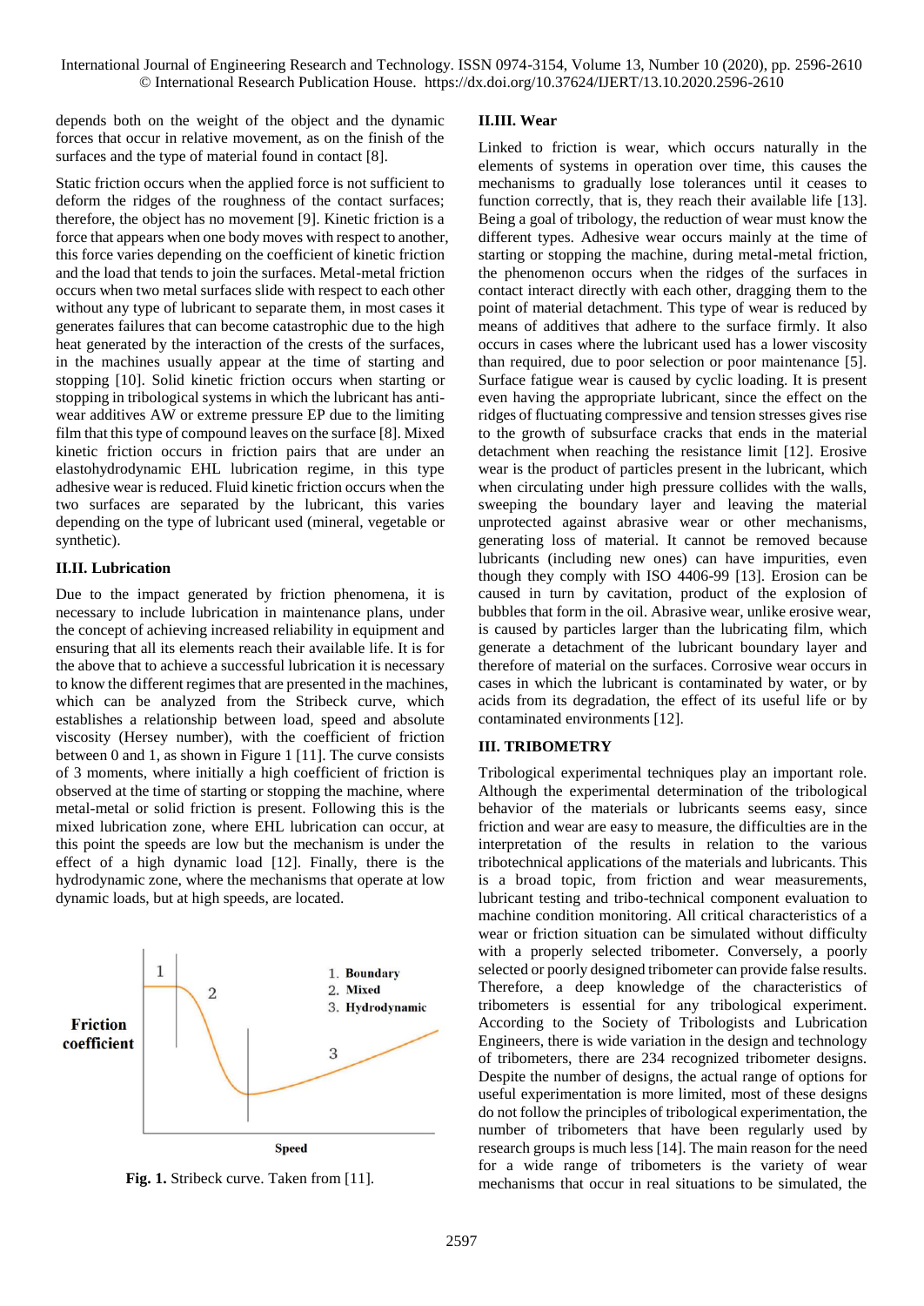depends both on the weight of the object and the dynamic forces that occur in relative movement, as on the finish of the surfaces and the type of material found in contact [8].

Static friction occurs when the applied force is not sufficient to deform the ridges of the roughness of the contact surfaces; therefore, the object has no movement [9]. Kinetic friction is a force that appears when one body moves with respect to another, this force varies depending on the coefficient of kinetic friction and the load that tends to join the surfaces. Metal-metal friction occurs when two metal surfaces slide with respect to each other without any type of lubricant to separate them, in most cases it generates failures that can become catastrophic due to the high heat generated by the interaction of the crests of the surfaces, in the machines usually appear at the time of starting and stopping [10]. Solid kinetic friction occurs when starting or stopping in tribological systems in which the lubricant has anti-wear additives AW or extreme pressure EP due to the limiting film that this type of compound leaves on the surface [8]. Mixed kinetic friction occurs in friction pairs that are under an elastohydrodynamic EHL lubrication regime, in this type adhesive wear is reduced. Fluid kinetic friction occurs when the two surfaces are separated by the lubricant, this varies depending on the type of lubricant used (mineral, vegetable or synthetic).

### II.II. Lubrication

Due to the impact generated by friction phenomena, it is necessary to include lubrication in maintenance plans, under the concept of achieving increased reliability in equipment and ensuring that all its elements reach their available life. It is for the above that to achieve a successful lubrication it is necessary to know the different regimes that are presented in the machines, which can be analyzed from the Stribeck curve, which establishes a relationship between load, speed and absolute viscosity (Hersey number), with the coefficient of friction between 0 and 1, as shown in Figure 1 [11]. The curve consists of 3 moments, where initially a high coefficient of friction is observed at the time of starting or stopping the machine, where metal-metal or solid friction is present. Following this is the mixed lubrication zone, where EHL lubrication can occur, at this point the speeds are low but the mechanism is under the effect of a high dynamic load [12]. Finally, there is the hydrodynamic zone, where the mechanisms that operate at low dynamic loads, but at high speeds, are located.

**Fig. 1.** Stribeck curve. Taken from [11].

### II.III. Wear

Linked to friction is wear, which occurs naturally in the elements of systems in operation over time, this causes the mechanisms to gradually lose tolerances until it ceases to function correctly, that is, they reach their available life [13]. Being a goal of tribology, the reduction of wear must know the different types. Adhesive wear occurs mainly at the time of starting or stopping the machine, during metal-metal friction, the phenomenon occurs when the ridges of the surfaces in contact interact directly with each other, dragging them to the point of material detachment. This type of wear is reduced by means of additives that adhere to the surface firmly. It also occurs in cases where the lubricant used has a lower viscosity than required, due to poor selection or poor maintenance [5]. Surface fatigue wear is caused by cyclic loading. It is present even having the appropriate lubricant, since the effect on the ridges of fluctuating compressive and tension stresses gives rise to the growth of subsurface cracks that ends in the material detachment when reaching the resistance limit [12]. Erosive wear is the product of particles present in the lubricant, which when circulating under high pressure collides with the walls, sweeping the boundary layer and leaving the material unprotected against abrasive wear or other mechanisms, generating loss of material. It cannot be removed because lubricants (including new ones) can have impurities, even though they comply with ISO 4406-99 [13]. Erosion can be caused in turn by cavitation, product of the explosion of bubbles that form in the oil. Abrasive wear, unlike erosive wear, is caused by particles larger than the lubricating film, which generate a detachment of the lubricant boundary layer and therefore of material on the surfaces. Corrosive wear occurs in cases in which the lubricant is contaminated by water, or by acids from its degradation, the effect of its useful life or by contaminated environments [12].

## III. TRIBOMETRY

Tribological experimental techniques play an important role. Although the experimental determination of the tribological behavior of the materials or lubricants seems easy, since friction and wear are easy to measure, the difficulties are in the interpretation of the results in relation to the various tribotechnical applications of the materials and lubricants. This is a broad topic, from friction and wear measurements, lubricant testing and tribo-technical component evaluation to machine condition monitoring. All critical characteristics of a wear or friction situation can be simulated without difficulty with a properly selected tribometer. Conversely, a poorly selected or poorly designed tribometer can provide false results. Therefore, a deep knowledge of the characteristics of tribometers is essential for any tribological experiment. According to the Society of Tribologists and Lubrication Engineers, there is wide variation in the design and technology of tribometers, there are 234 recognized tribometer designs. Despite the number of designs, the actual range of options for useful experimentation is more limited, most of these designs do not follow the principles of tribological experimentation, the number of tribometers that have been regularly used by research groups is much less [14]. The main reason for the need for a wide range of tribometers is the variety of wear mechanisms that occur in real situations to be simulated, the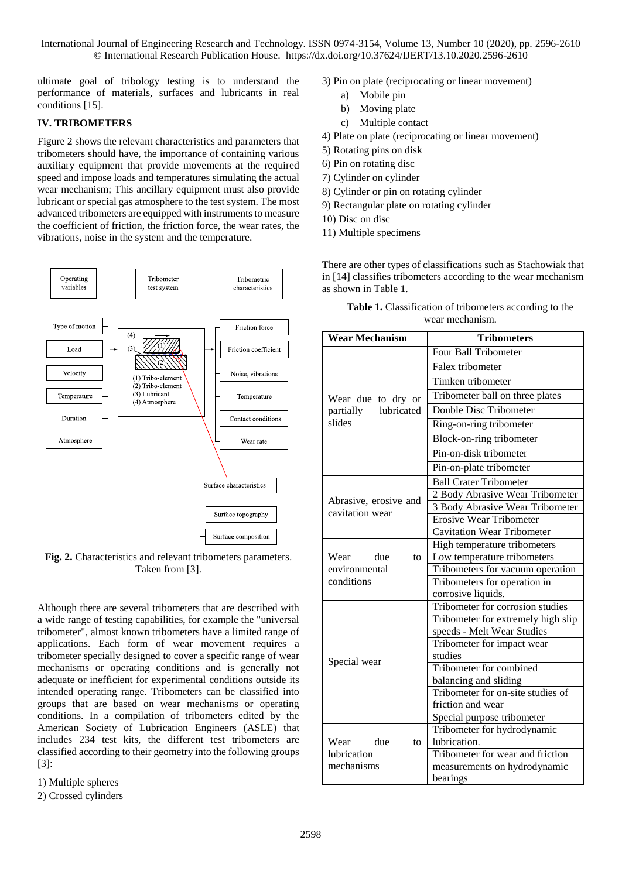ultimate goal of tribology testing is to understand the performance of materials, surfaces and lubricants in real conditions [15].

## IV. TRIBOMETERS

Figure 2 shows the relevant characteristics and parameters that tribometers should have, the importance of containing various auxiliary equipment that provide movements at the required speed and impose loads and temperatures simulating the actual wear mechanism; This ancillary equipment must also provide lubricant or special gas atmosphere to the test system. The most advanced tribometers are equipped with instruments to measure the coefficient of friction, the friction force, the wear rates, the vibrations, noise in the system and the temperature.

**Fig. 2.** Characteristics and relevant tribometers parameters. Taken from [3].

Although there are several tribometers that are described with a wide range of testing capabilities, for example the "universal tribometer", almost known tribometers have a limited range of applications. Each form of wear movement requires a tribometer specially designed to cover a specific range of wear mechanisms or operating conditions and is generally not adequate or inefficient for experimental conditions outside its intended operating range. Tribometers can be classified into groups that are based on wear mechanisms or operating conditions. In a compilation of tribometers edited by the American Society of Lubrication Engineers (ASLE) that includes 234 test kits, the different test tribometers are classified according to their geometry into the following groups [3]:

1) Multiple spheres
2) Crossed cylinders
3) Pin on plate (reciprocating or linear movement)
    a) Mobile pin
    b) Moving plate
    c) Multiple contact
4) Plate on plate (reciprocating or linear movement)
5) Rotating pins on disk
6) Pin on rotating disc
7) Cylinder on cylinder
8) Cylinder or pin on rotating cylinder
9) Rectangular plate on rotating cylinder
10) Disc on disc
11) Multiple specimens

There are other types of classifications such as Stachowiak that in [14] classifies tribometers according to the wear mechanism as shown in Table 1.

**Table 1.** Classification of tribometers according to the wear mechanism.

| Wear Mechanism | Tribometers |
|---|---|
| Wear due to dry or partially lubricated slides | Four Ball Tribometer |
| | Falex tribometer |
| | Timken tribometer |
| | Tribometer ball on three plates |
| | Double Disc Tribometer |
| | Ring-on-ring tribometer |
| | Block-on-ring tribometer |
| | Pin-on-disk tribometer |
| | Pin-on-plate tribometer |
| Abrasive, erosive and cavitation wear | Ball Crater Tribometer |
| | 2 Body Abrasive Wear Tribometer |
| | 3 Body Abrasive Wear Tribometer |
| | Erosive Wear Tribometer |
| | Cavitation Wear Tribometer |
| Wear due to environmental conditions | High temperature tribometers |
| | Low temperature tribometers |
| | Tribometers for vacuum operation |
| | Tribometers for operation in corrosive liquids. |
| Special wear | Tribometer for corrosion studies |
| | Tribometer for extremely high slip speeds - Melt Wear Studies |
| | Tribometer for impact wear studies |
| | Tribometer for combined balancing and sliding |
| | Tribometer for on-site studies of friction and wear |
| | Special purpose tribometer |
| Wear due to lubrication mechanisms | Tribometer for hydrodynamic lubrication. |
| | Tribometer for wear and friction measurements on hydrodynamic bearings |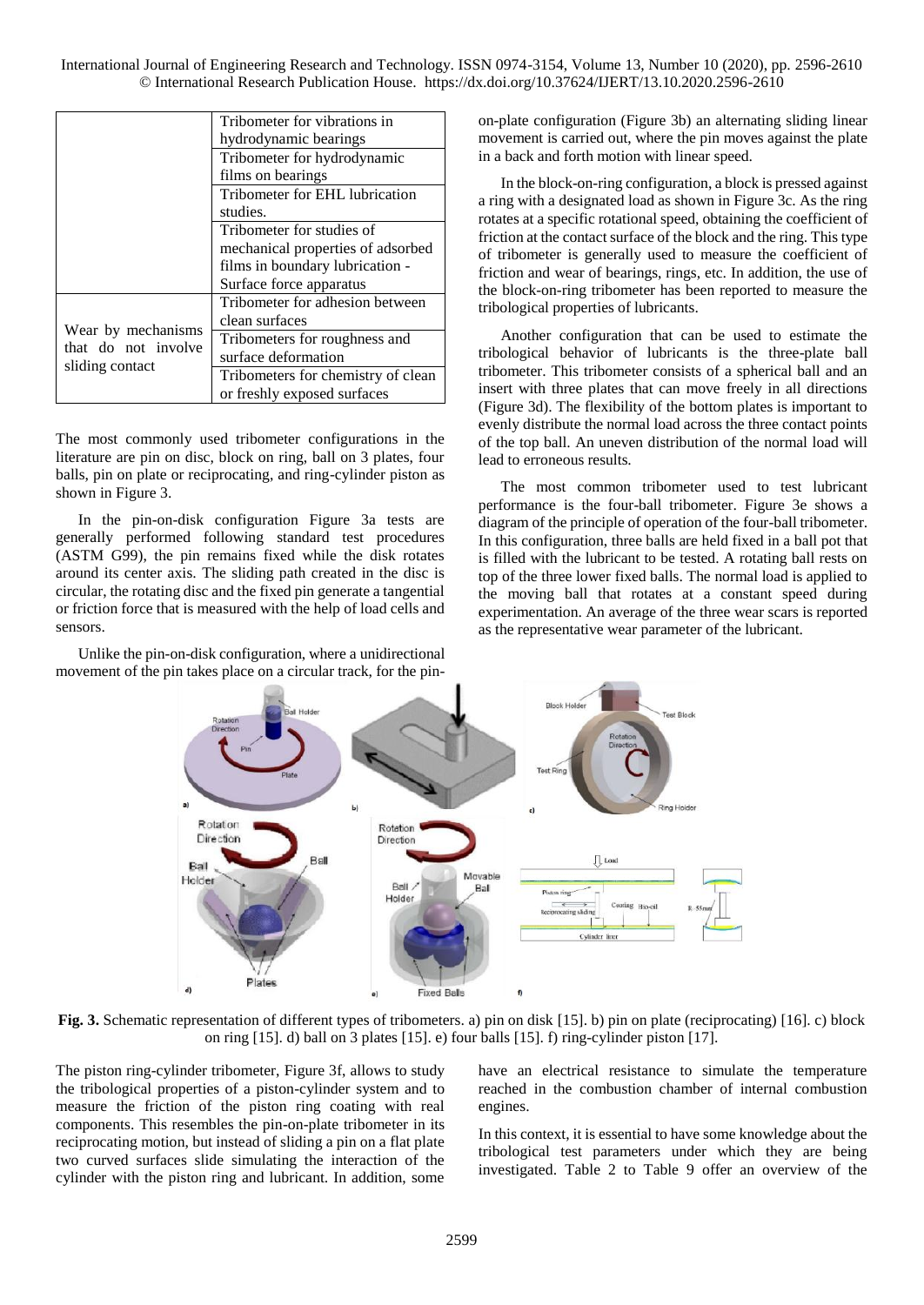| | |
|---|---|
| | Tribometer for vibrations in hydrodynamic bearings |
| | Tribometer for hydrodynamic films on bearings |
| | Tribometer for EHL lubrication studies. |
| | Tribometer for studies of mechanical properties of adsorbed films in boundary lubrication - Surface force apparatus |
| Wear by mechanisms that do not involve sliding contact | Tribometer for adhesion between clean surfaces |
| | Tribometers for roughness and surface deformation |
| | Tribometers for chemistry of clean or freshly exposed surfaces |

The most commonly used tribometer configurations in the literature are pin on disc, block on ring, ball on 3 plates, four balls, pin on plate or reciprocating, and ring-cylinder piston as shown in Figure 3.

In the pin-on-disk configuration Figure 3a tests are generally performed following standard test procedures (ASTM G99), the pin remains fixed while the disk rotates around its center axis. The sliding path created in the disc is circular, the rotating disc and the fixed pin generate a tangential or friction force that is measured with the help of load cells and sensors.

Unlike the pin-on-disk configuration, where a unidirectional movement of the pin takes place on a circular track, for the pin-on-plate configuration (Figure 3b) an alternating sliding linear movement is carried out, where the pin moves against the plate in a back and forth motion with linear speed.

In the block-on-ring configuration, a block is pressed against a ring with a designated load as shown in Figure 3c. As the ring rotates at a specific rotational speed, obtaining the coefficient of friction at the contact surface of the block and the ring. This type of tribometer is generally used to measure the coefficient of friction and wear of bearings, rings, etc. In addition, the use of the block-on-ring tribometer has been reported to measure the tribological properties of lubricants.

Another configuration that can be used to estimate the tribological behavior of lubricants is the three-plate ball tribometer. This tribometer consists of a spherical ball and an insert with three plates that can move freely in all directions (Figure 3d). The flexibility of the bottom plates is important to evenly distribute the normal load across the three contact points of the top ball. An uneven distribution of the normal load will lead to erroneous results.

The most common tribometer used to test lubricant performance is the four-ball tribometer. Figure 3e shows a diagram of the principle of operation of the four-ball tribometer. In this configuration, three balls are held fixed in a ball pot that is filled with the lubricant to be tested. A rotating ball rests on top of the three lower fixed balls. The normal load is applied to the moving ball that rotates at a constant speed during experimentation. An average of the three wear scars is reported as the representative wear parameter of the lubricant.

**Fig. 3.** Schematic representation of different types of tribometers. a) pin on disk [15]. b) pin on plate (reciprocating) [16]. c) block on ring [15]. d) ball on 3 plates [15]. e) four balls [15]. f) ring-cylinder piston [17].

The piston ring-cylinder tribometer, Figure 3f, allows to study the tribological properties of a piston-cylinder system and to measure the friction of the piston ring coating with real components. This resembles the pin-on-plate tribometer in its reciprocating motion, but instead of sliding a pin on a flat plate two curved surfaces slide simulating the interaction of the cylinder with the piston ring and lubricant. In addition, some have an electrical resistance to simulate the temperature reached in the combustion chamber of internal combustion engines.

In this context, it is essential to have some knowledge about the tribological test parameters under which they are being investigated. Table 2 to Table 9 offer an overview of the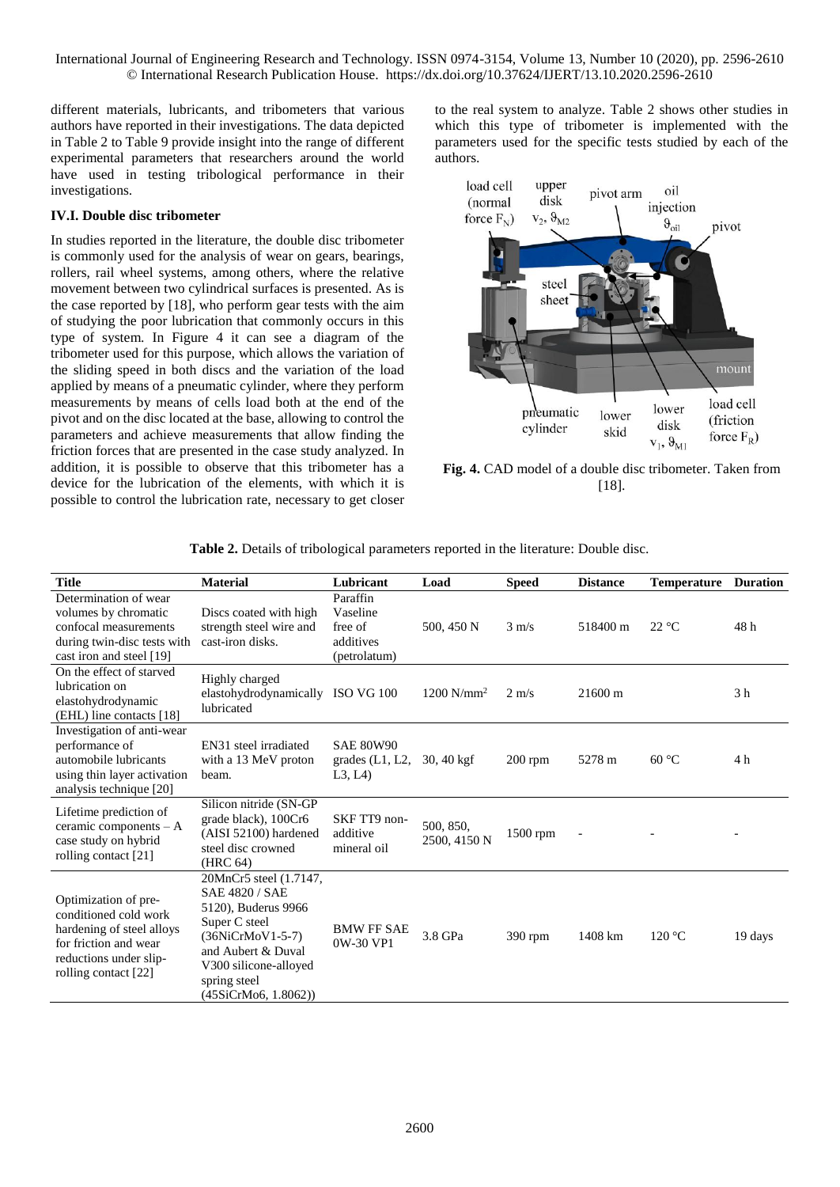different materials, lubricants, and tribometers that various authors have reported in their investigations. The data depicted in Table 2 to Table 9 provide insight into the range of different experimental parameters that researchers around the world have used in testing tribological performance in their investigations.

### IV.I. Double disc tribometer

In studies reported in the literature, the double disc tribometer is commonly used for the analysis of wear on gears, bearings, rollers, rail wheel systems, among others, where the relative movement between two cylindrical surfaces is presented. As is the case reported by [18], who perform gear tests with the aim of studying the poor lubrication that commonly occurs in this type of system. In Figure 4 it can see a diagram of the tribometer used for this purpose, which allows the variation of the sliding speed in both discs and the variation of the load applied by means of a pneumatic cylinder, where they perform measurements by means of cells load both at the end of the pivot and on the disc located at the base, allowing to control the parameters and achieve measurements that allow finding the friction forces that are presented in the case study analyzed. In addition, it is possible to observe that this tribometer has a device for the lubrication of the elements, with which it is possible to control the lubrication rate, necessary to get closer to the real system to analyze. Table 2 shows other studies in which this type of tribometer is implemented with the parameters used for the specific tests studied by each of the authors.

**Fig. 4.** CAD model of a double disc tribometer. Taken from [18].

**Table 2.** Details of tribological parameters reported in the literature: Double disc.

| Title | Material | Lubricant | Load | Speed | Distance | Temperature | Duration |
|---|---|---|---|---|---|---|---|
| Determination of wear volumes by chromatic confocal measurements during twin-disc tests with cast iron and steel [19] | Discs coated with high strength steel wire and cast-iron disks. | Paraffin Vaseline free of additives (petrolatum) | 500, 450 N | 3 m/s | 518400 m | 22 °C | 48 h |
| On the effect of starved lubrication on elastohydrodynamic (EHL) line contacts [18] | Highly charged elastohydrodynamically lubricated | ISO VG 100 | 1200 N/mm$^2$ | 2 m/s | 21600 m | | 3 h |
| Investigation of anti-wear performance of automobile lubricants using thin layer activation analysis technique [20] | EN31 steel irradiated with a 13 MeV proton beam. | SAE 80W90 grades (L1, L2, L3, L4) | 30, 40 kgf | 200 rpm | 5278 m | 60 °C | 4 h |
| Lifetime prediction of ceramic components – A case study on hybrid rolling contact [21] | Silicon nitride (SN-GP grade black), 100Cr6 (AISI 52100) hardened steel disc crowned (HRC 64) | SKF TT9 non-additive mineral oil | 500, 850, 2500, 4150 N | 1500 rpm | - | - | - |
| Optimization of pre-conditioned cold work hardening of steel alloys for friction and wear reductions under slip-rolling contact [22] | 20MnCr5 steel (1.7147, SAE 4820 / SAE 5120), Buderus 9966 Super C steel (36NiCrMoV1-5-7) and Aubert & Duval V300 silicone-alloyed spring steel (45SiCrMo6, 1.8062)) | BMW FF SAE 0W-30 VP1 | 3.8 GPa | 390 rpm | 1408 km | 120 °C | 19 days |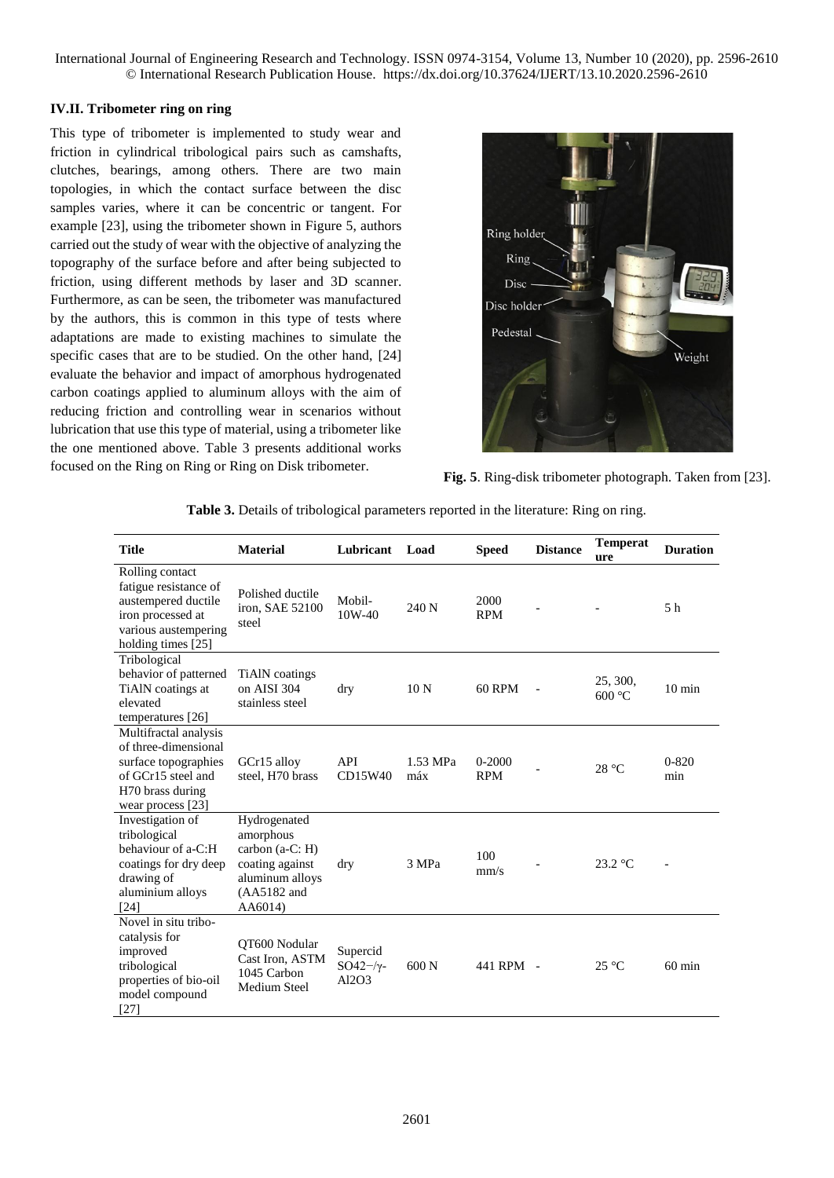### IV.II. Tribometer ring on ring

This type of tribometer is implemented to study wear and friction in cylindrical tribological pairs such as camshafts, clutches, bearings, among others. There are two main topologies, in which the contact surface between the disc samples varies, where it can be concentric or tangent. For example [23], using the tribometer shown in Figure 5, authors carried out the study of wear with the objective of analyzing the topography of the surface before and after being subjected to friction, using different methods by laser and 3D scanner. Furthermore, as can be seen, the tribometer was manufactured by the authors, this is common in this type of tests where adaptations are made to existing machines to simulate the specific cases that are to be studied. On the other hand, [24] evaluate the behavior and impact of amorphous hydrogenated carbon coatings applied to aluminum alloys with the aim of reducing friction and controlling wear in scenarios without lubrication that use this type of material, using a tribometer like the one mentioned above. Table 3 presents additional works focused on the Ring on Ring or Ring on Disk tribometer.

**Fig. 5**. Ring-disk tribometer photograph. Taken from [23].

**Table 3.** Details of tribological parameters reported in the literature: Ring on ring.

| Title | Material | Lubricant | Load | Speed | Distance | Temperature | Duration |
|---|---|---|---|---|---|---|---|
| Rolling contact fatigue resistance of austempered ductile iron processed at various austempering holding times [25] | Polished ductile iron, SAE 52100 steel | Mobil-10W-40 | 240 N | 2000 RPM | - | - | 5 h |
| Tribological behavior of patterned TiAlN coatings at elevated temperatures [26] | TiAlN coatings on AISI 304 stainless steel | dry | 10 N | 60 RPM | - | 25, 300, 600 °C | 10 min |
| Multifractal analysis of three-dimensional surface topographies of GCr15 steel and H70 brass during wear process [23] | GCr15 alloy steel, H70 brass | API CD15W40 | 1.53 MPa máx | 0-2000 RPM | - | 28 °C | 0-820 min |
| Investigation of tribological behaviour of a-C:H coatings for dry deep drawing of aluminium alloys [24] | Hydrogenated amorphous carbon (a-C: H) coating against aluminum alloys (AA5182 and AA6014) | dry | 3 MPa | 100 mm/s | - | 23.2 °C | - |
| Novel in situ tribo-catalysis for improved tribological properties of bio-oil model compound [27] | QT600 Nodular Cast Iron, ASTM 1045 Carbon Medium Steel | Supercid $SO_4^{2-}$/γ-$Al_2O_3$ | 600 N | 441 RPM | - | 25 °C | 60 min |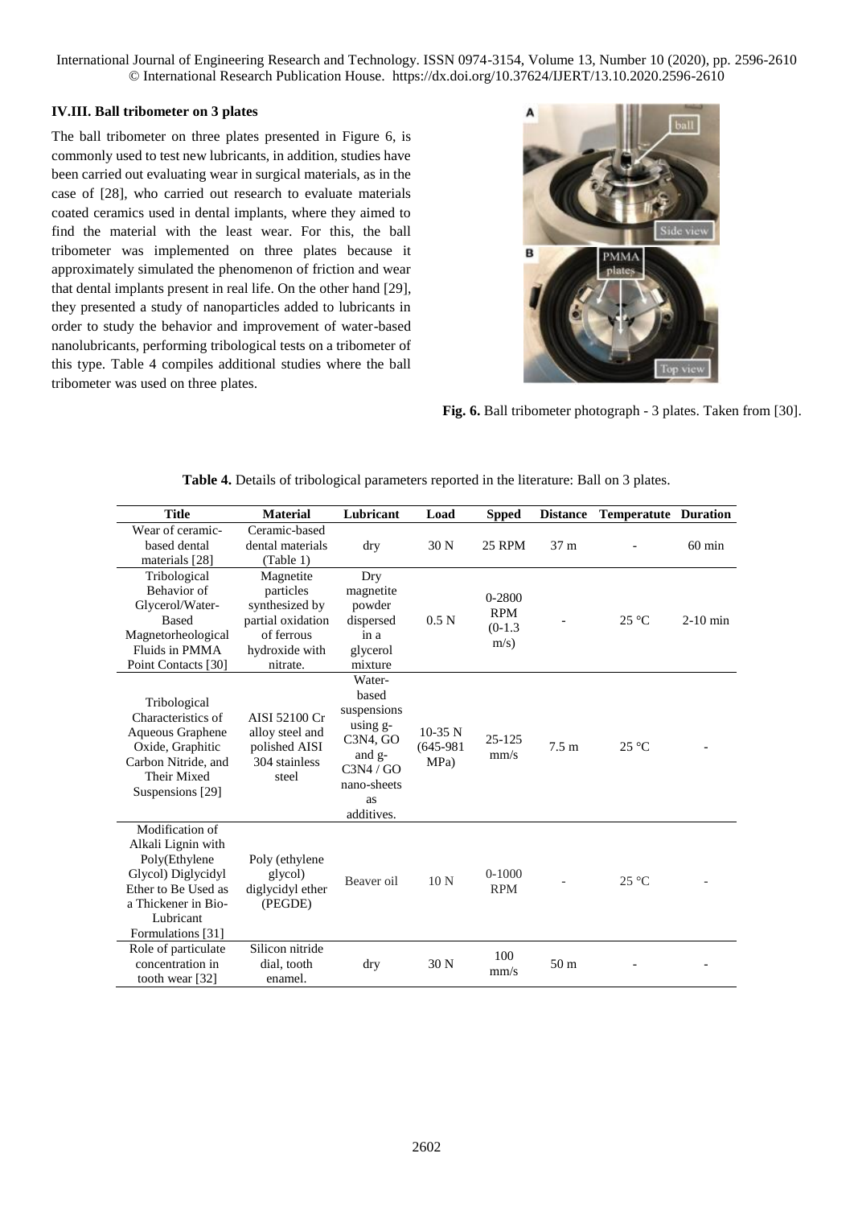### IV.III. Ball tribometer on 3 plates

The ball tribometer on three plates presented in Figure 6, is commonly used to test new lubricants, in addition, studies have been carried out evaluating wear in surgical materials, as in the case of [28], who carried out research to evaluate materials coated ceramics used in dental implants, where they aimed to find the material with the least wear. For this, the ball tribometer was implemented on three plates because it approximately simulated the phenomenon of friction and wear that dental implants present in real life. On the other hand [29], they presented a study of nanoparticles added to lubricants in order to study the behavior and improvement of water-based nanolubricants, performing tribological tests on a tribometer of this type. Table 4 compiles additional studies where the ball tribometer was used on three plates.

**Fig. 6.** Ball tribometer photograph - 3 plates. Taken from [30].

**Table 4.** Details of tribological parameters reported in the literature: Ball on 3 plates.

| Title | Material | Lubricant | Load | Spped | Distance | Temperatute | Duration |
|---|---|---|---|---|---|---|---|
| Wear of ceramic-based dental materials [28] | Ceramic-based dental materials (Table 1) | dry | 30 N | 25 RPM | 37 m | - | 60 min |
| Tribological Behavior of Glycerol/Water-Based Magnetorheological Fluids in PMMA Point Contacts [30] | Magnetite particles synthesized by partial oxidation of ferrous hydroxide with nitrate. | Dry magnetite powder dispersed in a glycerol mixture | 0.5 N | 0-2800 RPM (0-1.3 m/s) | - | 25 °C | 2-10 min |
| Tribological Characteristics of Aqueous Graphene Oxide, Graphitic Carbon Nitride, and Their Mixed Suspensions [29] | AISI 52100 Cr alloy steel and polished AISI 304 stainless steel | Water-based suspensions using g-$C_3N_4$, GO and g-$C_3N_4$ / GO nano-sheets as additives. | 10-35 N (645-981 MPa) | 25-125 mm/s | 7.5 m | 25 °C | - |
| Modification of Alkali Lignin with Poly(Ethylene Glycol) Diglycidyl Ether to Be Used as a Thickener in Bio-Lubricant Formulations [31] | Poly (ethylene glycol) diglycidyl ether (PEGDE) | Beaver oil | 10 N | 0-1000 RPM | - | 25 °C | - |
| Role of particulate concentration in tooth wear [32] | Silicon nitride dial, tooth enamel. | dry | 30 N | 100 mm/s | 50 m | - | - |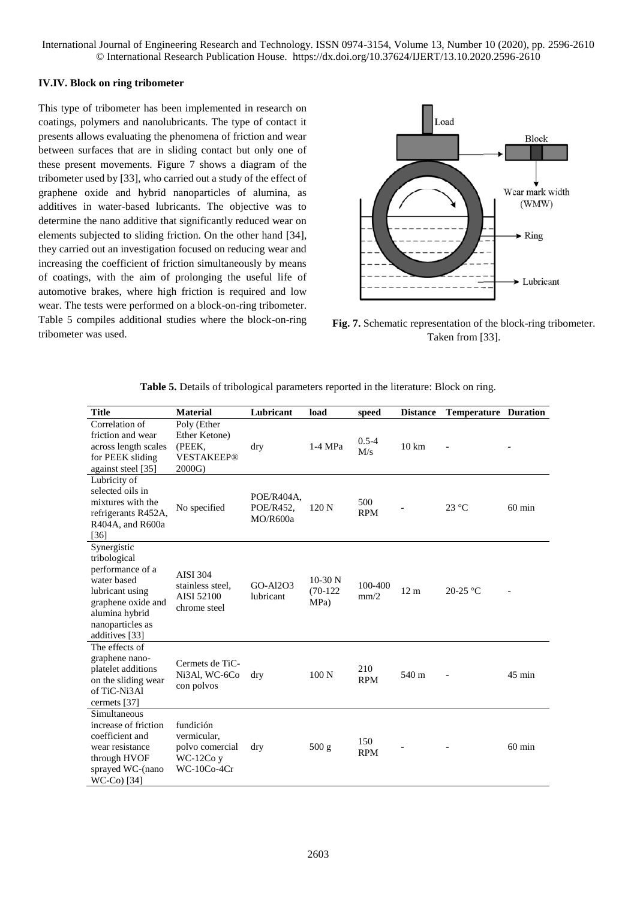### IV.IV. Block on ring tribometer

This type of tribometer has been implemented in research on coatings, polymers and nanolubricants. The type of contact it presents allows evaluating the phenomena of friction and wear between surfaces that are in sliding contact but only one of these present movements. Figure 7 shows a diagram of the tribometer used by [33], who carried out a study of the effect of graphene oxide and hybrid nanoparticles of alumina, as additives in water-based lubricants. The objective was to determine the nano additive that significantly reduced wear on elements subjected to sliding friction. On the other hand [34], they carried out an investigation focused on reducing wear and increasing the coefficient of friction simultaneously by means of coatings, with the aim of prolonging the useful life of automotive brakes, where high friction is required and low wear. The tests were performed on a block-on-ring tribometer. Table 5 compiles additional studies where the block-on-ring tribometer was used.

**Fig. 7.** Schematic representation of the block-ring tribometer. Taken from [33].

**Table 5.** Details of tribological parameters reported in the literature: Block on ring.

| Title | Material | Lubricant | load | speed | Distance | Temperature | Duration |
|---|---|---|---|---|---|---|---|
| Correlation of friction and wear across length scales for PEEK sliding against steel [35] | Poly (Ether Ether Ketone) (PEEK, VESTAKEEP® 2000G) | dry | 1-4 MPa | 0.5-4 M/s | 10 km | - | - |
| Lubricity of selected oils in mixtures with the refrigerants R452A, R404A, and R600a [36] | No specified | POE/R404A, POE/R452, MO/R600a | 120 N | 500 RPM | - | 23 °C | 60 min |
| Synergistic tribological performance of a water based lubricant using graphene oxide and alumina hybrid nanoparticles as additives [33] | AISI 304 stainless steel, AISI 52100 chrome steel | GO-Al2O3 lubricant | 10-30 N (70-122 MPa) | 100-400 mm/2 | 12 m | 20-25 °C | - |
| The effects of graphene nano-platelet additions on the sliding wear of TiC-Ni3Al cermets [37] | Cermets de TiC-Ni3Al, WC-6Co con polvos | dry | 100 N | 210 RPM | 540 m | - | 45 min |
| Simultaneous increase of friction coefficient and wear resistance through HVOF sprayed WC-(nano WC-Co) [34] | fundición vermicular, polvo comercial WC-12Co y WC-10Co-4Cr | dry | 500 g | 150 RPM | - | - | 60 min |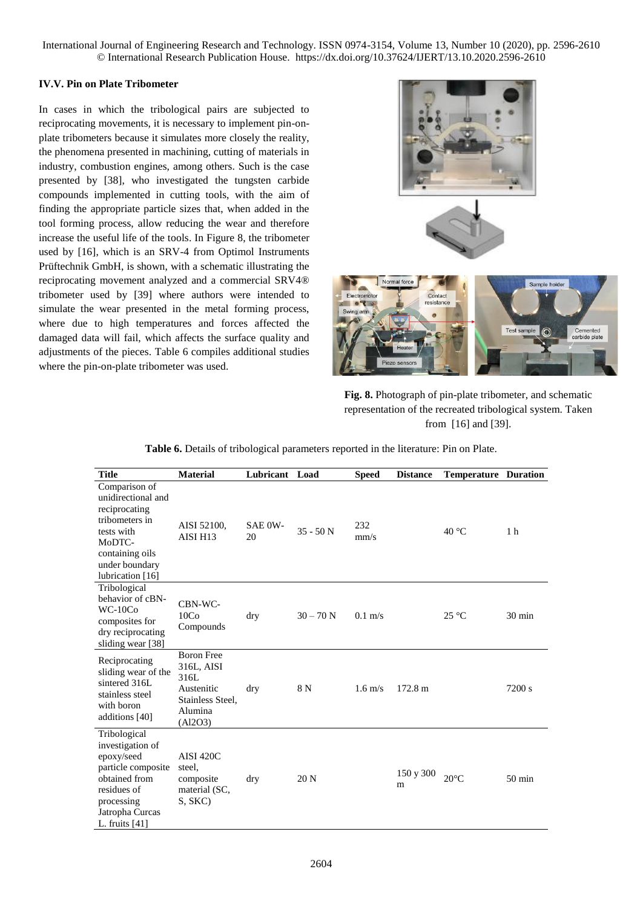### IV.V. Pin on Plate Tribometer

In cases in which the tribological pairs are subjected to reciprocating movements, it is necessary to implement pin-on-plate tribometers because it simulates more closely the reality, the phenomena presented in machining, cutting of materials in industry, combustion engines, among others. Such is the case presented by [38], who investigated the tungsten carbide compounds implemented in cutting tools, with the aim of finding the appropriate particle sizes that, when added in the tool forming process, allow reducing the wear and therefore increase the useful life of the tools. In Figure 8, the tribometer used by [16], which is an SRV-4 from Optimol Instruments Prüftechnik GmbH, is shown, with a schematic illustrating the reciprocating movement analyzed and a commercial SRV4® tribometer used by [39] where authors were intended to simulate the wear presented in the metal forming process, where due to high temperatures and forces affected the damaged data will fail, which affects the surface quality and adjustments of the pieces. Table 6 compiles additional studies where the pin-on-plate tribometer was used.

**Fig. 8.** Photograph of pin-plate tribometer, and schematic representation of the recreated tribological system. Taken from [16] and [39].

**Table 6.** Details of tribological parameters reported in the literature: Pin on Plate.

| Title | Material | Lubricant | Load | Speed | Distance | Temperature | Duration |
|---|---|---|---|---|---|---|---|
| Comparison of unidirectional and reciprocating tribometers in tests with MoDTC-containing oils under boundary lubrication [16] | AISI 52100, AISI H13 | SAE 0W-20 | 35 - 50 N | 232 mm/s | | 40 °C | 1 h |
| Tribological behavior of cBN-WC-10Co composites for dry reciprocating sliding wear [38] | CBN-WC-10Co Compounds | dry | 30 – 70 N | 0.1 m/s | | 25 °C | 30 min |
| Reciprocating sliding wear of the sintered 316L stainless steel with boron additions [40] | Boron Free 316L, AISI 316L Austenitic Stainless Steel, Alumina ($Al_2O_3$) | dry | 8 N | 1.6 m/s | 172.8 m | | 7200 s |
| Tribological investigation of epoxy/seed particle composite obtained from residues of processing Jatropha Curcas L. fruits [41] | AISI 420C steel, composite material (SC, S, SKC) | dry | 20 N | | 150 y 300 m | 20°C | 50 min |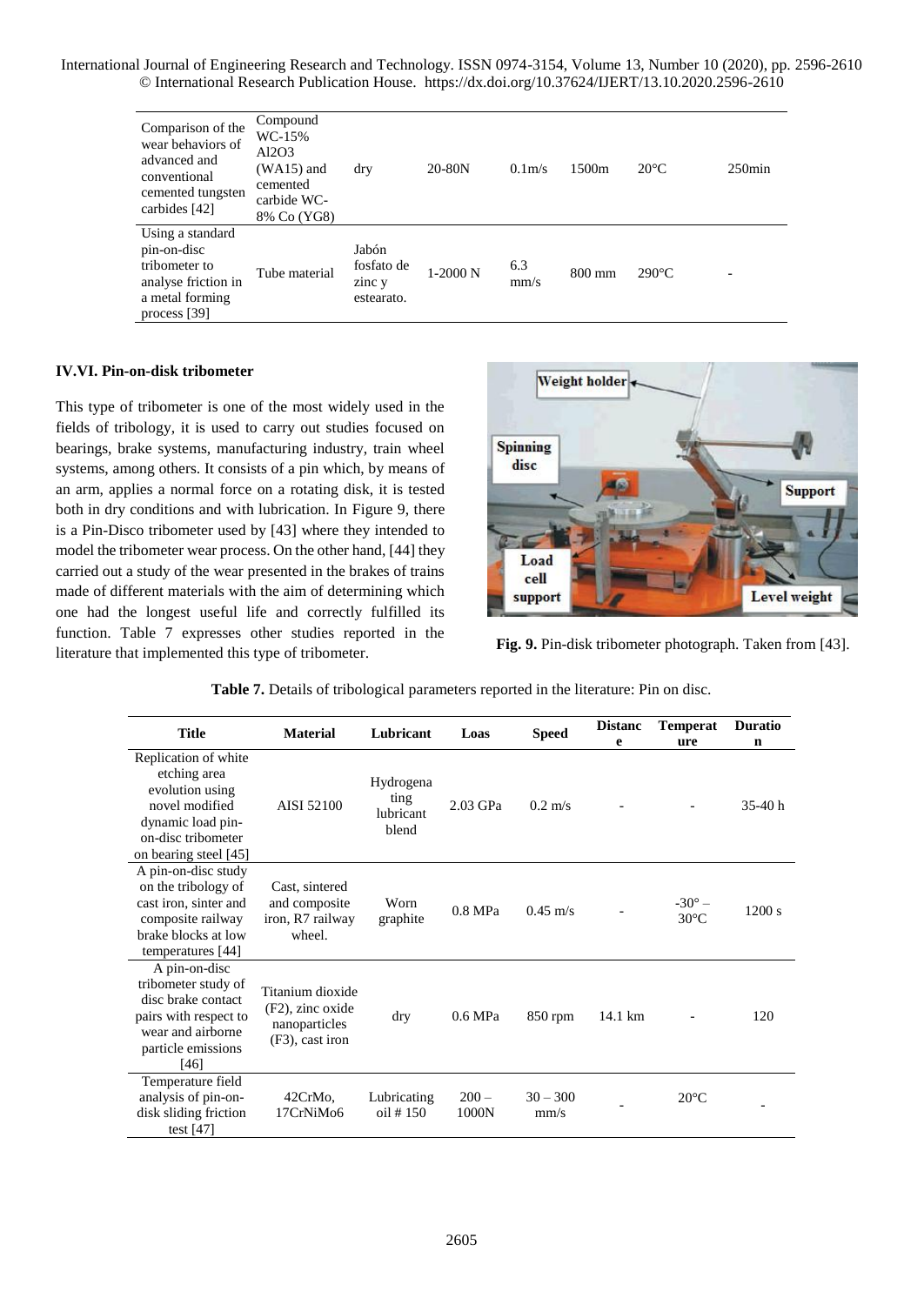| Comparison of the wear behaviors of advanced and conventional cemented tungsten carbides [42] | Compound WC-15% Al2O3 (WA15) and cemented carbide WC-8% Co (YG8) | dry | 20-80N | 0.1m/s | 1500m | 20°C | 250min |
|---|---|---|---|---|---|---|---|
| Using a standard pin-on-disc tribometer to analyse friction in a metal forming process [39] | Tube material | Jabón fosfato de zinc y estearato. | 1-2000 N | 6.3 mm/s | 800 mm | 290°C | - |

### IV.VI. Pin-on-disk tribometer

This type of tribometer is one of the most widely used in the fields of tribology, it is used to carry out studies focused on bearings, brake systems, manufacturing industry, train wheel systems, among others. It consists of a pin which, by means of an arm, applies a normal force on a rotating disk, it is tested both in dry conditions and with lubrication. In Figure 9, there is a Pin-Disco tribometer used by [43] where they intended to model the tribometer wear process. On the other hand, [44] they carried out a study of the wear presented in the brakes of trains made of different materials with the aim of determining which one had the longest useful life and correctly fulfilled its function. Table 7 expresses other studies reported in the literature that implemented this type of tribometer.

**Fig. 9.** Pin-disk tribometer photograph. Taken from [43].

**Table 7.** Details of tribological parameters reported in the literature: Pin on disc.

| Title | Material | Lubricant | Loas | Speed | Distance | Temperature | Duration |
|---|---|---|---|---|---|---|---|
| Replication of white etching area evolution using novel modified dynamic load pin-on-disc tribometer on bearing steel [45] | AISI 52100 | Hydrogenating lubricant blend | 2.03 GPa | 0.2 m/s | - | - | 35-40 h |
| A pin-on-disc study on the tribology of cast iron, sinter and composite railway brake blocks at low temperatures [44] | Cast, sintered and composite iron, R7 railway wheel. | Worn graphite | 0.8 MPa | 0.45 m/s | - | -30° – 30°C | 1200 s |
| A pin-on-disc tribometer study of disc brake contact pairs with respect to wear and airborne particle emissions [46] | Titanium dioxide (F2), zinc oxide nanoparticles (F3), cast iron | dry | 0.6 MPa | 850 rpm | 14.1 km | - | 120 |
| Temperature field analysis of pin-on-disk sliding friction test [47] | 42CrMo, 17CrNiMo6 | Lubricating oil # 150 | 200 – 1000N | 30 – 300 mm/s | - | 20°C | - |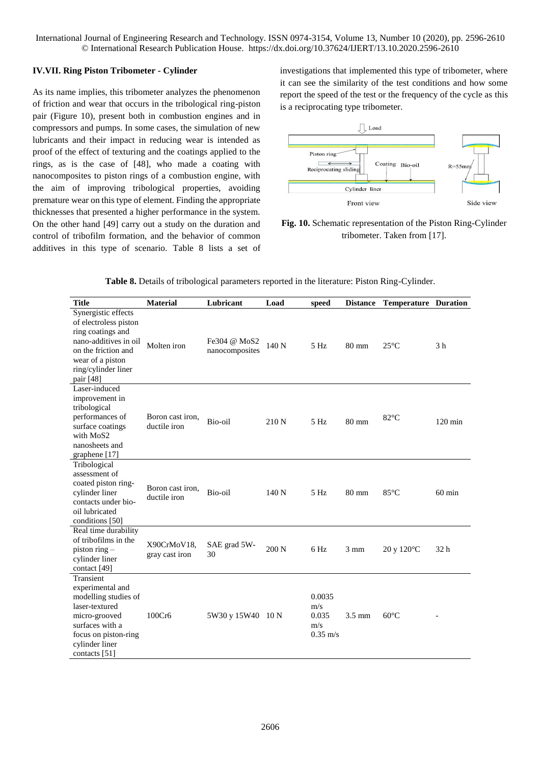## IV.VII. Ring Piston Tribometer - Cylinder

As its name implies, this tribometer analyzes the phenomenon of friction and wear that occurs in the tribological ring-piston pair (Figure 10), present both in combustion engines and in compressors and pumps. In some cases, the simulation of new lubricants and their impact in reducing wear is intended as proof of the effect of texturing and the coatings applied to the rings, as is the case of [48], who made a coating with nanocomposites to piston rings of a combustion engine, with the aim of improving tribological properties, avoiding premature wear on this type of element. Finding the appropriate thicknesses that presented a higher performance in the system. On the other hand [49] carry out a study on the duration and control of tribofilm formation, and the behavior of common additives in this type of scenario. Table 8 lists a set of investigations that implemented this type of tribometer, where it can see the similarity of the test conditions and how some report the speed of the test or the frequency of the cycle as this is a reciprocating type tribometer.

**Fig. 10.** Schematic representation of the Piston Ring-Cylinder tribometer. Taken from [17].

**Table 8.** Details of tribological parameters reported in the literature: Piston Ring-Cylinder.

| Title | Material | Lubricant | Load | speed | Distance | Temperature | Duration |
|---|---|---|---|---|---|---|---|
| Synergistic effects of electroless piston ring coatings and nano-additives in oil on the friction and wear of a piston ring/cylinder liner pair [48] | Molten iron | Fe304 @ MoS2 nanocomposites | 140 N | 5 Hz | 80 mm | 25°C | 3 h |
| Laser-induced improvement in tribological performances of surface coatings with MoS2 nanosheets and graphene [17] | Boron cast iron, ductile iron | Bio-oil | 210 N | 5 Hz | 80 mm | 82°C | 120 min |
| Tribological assessment of coated piston ring-cylinder liner contacts under bio-oil lubricated conditions [50] | Boron cast iron, ductile iron | Bio-oil | 140 N | 5 Hz | 80 mm | 85°C | 60 min |
| Real time durability of tribofilms in the piston ring – cylinder liner contact [49] | X90CrMoV18, gray cast iron | SAE grad 5W-30 | 200 N | 6 Hz | 3 mm | 20 y 120°C | 32 h |
| Transient experimental and modelling studies of laser-textured micro-grooved surfaces with a focus on piston-ring cylinder liner contacts [51] | 100Cr6 | 5W30 y 15W40 | 10 N | 0.0035 m/s 0.035 m/s 0.35 m/s | 3.5 mm | 60°C | - |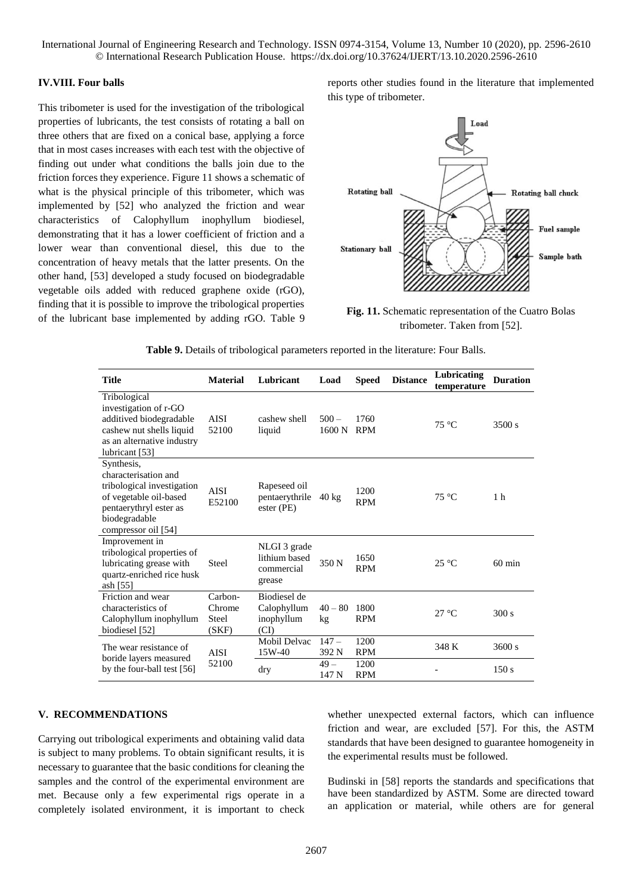### IV.VIII. Four balls

This tribometer is used for the investigation of the tribological properties of lubricants, the test consists of rotating a ball on three others that are fixed on a conical base, applying a force that in most cases increases with each test with the objective of finding out under what conditions the balls join due to the friction forces they experience. Figure 11 shows a schematic of what is the physical principle of this tribometer, which was implemented by [52] who analyzed the friction and wear characteristics of Calophyllum inophyllum biodiesel, demonstrating that it has a lower coefficient of friction and a lower wear than conventional diesel, this due to the concentration of heavy metals that the latter presents. On the other hand, [53] developed a study focused on biodegradable vegetable oils added with reduced graphene oxide (rGO), finding that it is possible to improve the tribological properties of the lubricant base implemented by adding rGO. Table 9 reports other studies found in the literature that implemented this type of tribometer.

**Fig. 11.** Schematic representation of the Cuatro Bolas tribometer. Taken from [52].

**Table 9.** Details of tribological parameters reported in the literature: Four Balls.

| Title | Material | Lubricant | Load | Speed | Distance | Lubricating temperature | Duration |
|---|---|---|---|---|---|---|---|
| Tribological investigation of r-GO additived biodegradable cashew nut shells liquid as an alternative industry lubricant [53] | AISI 52100 | cashew shell liquid | 500 – 1600 N | 1760 RPM | | 75 °C | 3500 s |
| Synthesis, characterisation and tribological investigation of vegetable oil-based pentaerythryl ester as biodegradable compressor oil [54] | AISI E52100 | Rapeseed oil pentaerythrile ester (PE) | 40 kg | 1200 RPM | | 75 °C | 1 h |
| Improvement in tribological properties of lubricating grease with quartz-enriched rice husk ash [55] | Steel | NLGI 3 grade lithium based commercial grease | 350 N | 1650 RPM | | 25 °C | 60 min |
| Friction and wear characteristics of Calophyllum inophyllum biodiesel [52] | Carbon-Chrome Steel (SKF) | Biodiesel de Calophyllum inophyllum (CI) | 40 – 80 kg | 1800 RPM | | 27 °C | 300 s |
| The wear resistance of boride layers measured by the four-ball test [56] | AISI 52100 | Mobil Delvac 15W-40 | 147 – 392 N | 1200 RPM | | 348 K | 3600 s |
| | | dry | 49 – 147 N | 1200 RPM | | - | 150 s |

## V. RECOMMENDATIONS

Carrying out tribological experiments and obtaining valid data is subject to many problems. To obtain significant results, it is necessary to guarantee that the basic conditions for cleaning the samples and the control of the experimental environment are met. Because only a few experimental rigs operate in a completely isolated environment, it is important to check whether unexpected external factors, which can influence friction and wear, are excluded [57]. For this, the ASTM standards that have been designed to guarantee homogeneity in the experimental results must be followed.

Budinski in [58] reports the standards and specifications that have been standardized by ASTM. Some are directed toward an application or material, while others are for general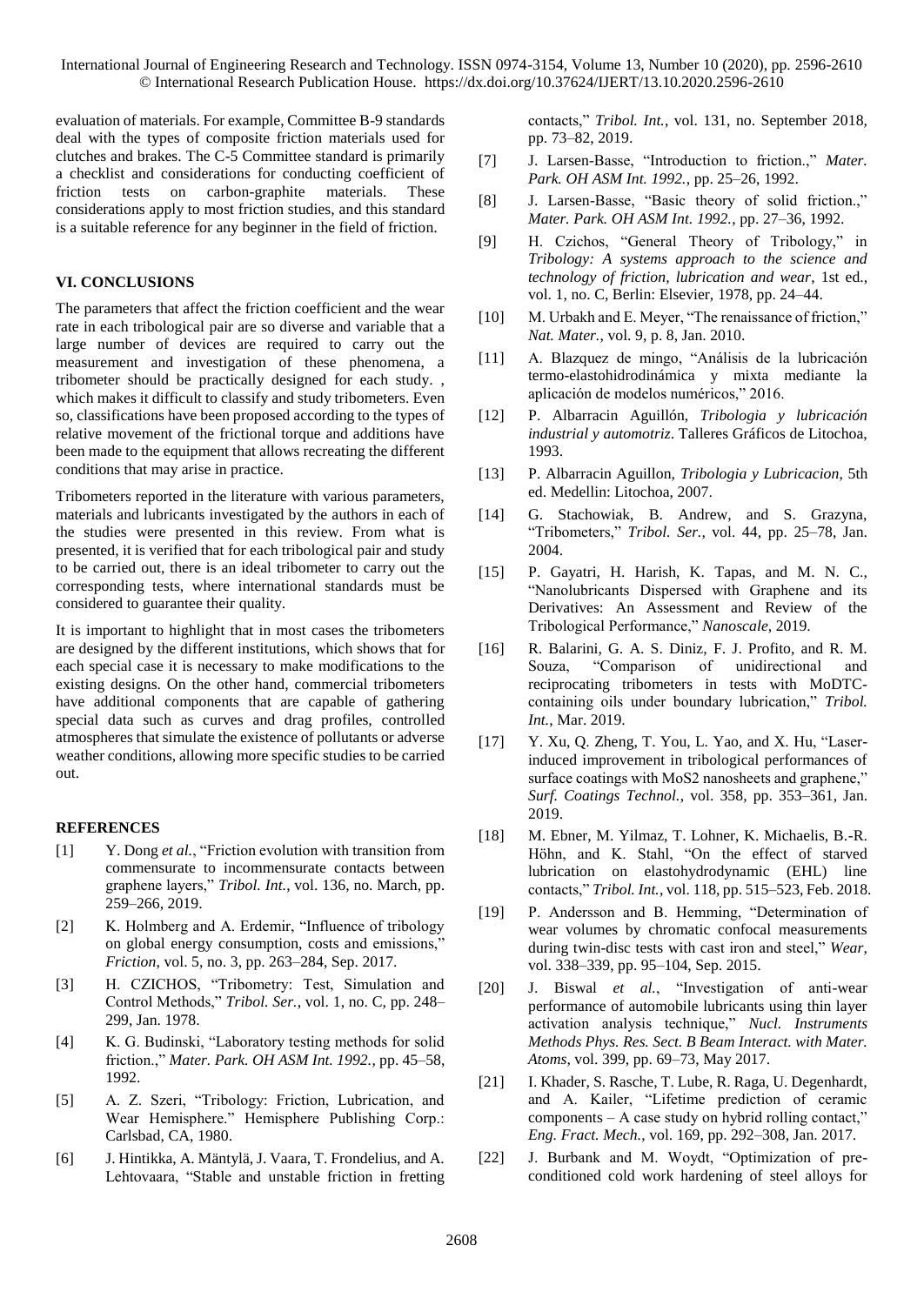evaluation of materials. For example, Committee B-9 standards deal with the types of composite friction materials used for clutches and brakes. The C-5 Committee standard is primarily a checklist and considerations for conducting coefficient of friction tests on carbon-graphite materials. These considerations apply to most friction studies, and this standard is a suitable reference for any beginner in the field of friction.

## VI. CONCLUSIONS

The parameters that affect the friction coefficient and the wear rate in each tribological pair are so diverse and variable that a large number of devices are required to carry out the measurement and investigation of these phenomena, a tribometer should be practically designed for each study. , which makes it difficult to classify and study tribometers. Even so, classifications have been proposed according to the types of relative movement of the frictional torque and additions have been made to the equipment that allows recreating the different conditions that may arise in practice.

Tribometers reported in the literature with various parameters, materials and lubricants investigated by the authors in each of the studies were presented in this review. From what is presented, it is verified that for each tribological pair and study to be carried out, there is an ideal tribometer to carry out the corresponding tests, where international standards must be considered to guarantee their quality.

It is important to highlight that in most cases the tribometers are designed by the different institutions, which shows that for each special case it is necessary to make modifications to the existing designs. On the other hand, commercial tribometers have additional components that are capable of gathering special data such as curves and drag profiles, controlled atmospheres that simulate the existence of pollutants or adverse weather conditions, allowing more specific studies to be carried out.

## REFERENCES

[1] Y. Dong *et al.*, "Friction evolution with transition from commensurate to incommensurate contacts between graphene layers," *Tribol. Int.*, vol. 136, no. March, pp. 259–266, 2019.

[2] K. Holmberg and A. Erdemir, "Influence of tribology on global energy consumption, costs and emissions," *Friction*, vol. 5, no. 3, pp. 263–284, Sep. 2017.

[3] H. CZICHOS, "Tribometry: Test, Simulation and Control Methods," *Tribol. Ser.*, vol. 1, no. C, pp. 248–299, Jan. 1978.

[4] K. G. Budinski, "Laboratory testing methods for solid friction.," *Mater. Park. OH ASM Int. 1992.*, pp. 45–58, 1992.

[5] A. Z. Szeri, "Tribology: Friction, Lubrication, and Wear Hemisphere." Hemisphere Publishing Corp.: Carlsbad, CA, 1980.

[6] J. Hintikka, A. Mäntylä, J. Vaara, T. Frondelius, and A. Lehtovaara, "Stable and unstable friction in fretting contacts," *Tribol. Int.*, vol. 131, no. September 2018, pp. 73–82, 2019.

[7] J. Larsen-Basse, "Introduction to friction.," *Mater. Park. OH ASM Int. 1992.*, pp. 25–26, 1992.

[8] J. Larsen-Basse, "Basic theory of solid friction.," *Mater. Park. OH ASM Int. 1992.*, pp. 27–36, 1992.

[9] H. Czichos, "General Theory of Tribology," in *Tribology: A systems approach to the science and technology of friction, lubrication and wear*, 1st ed., vol. 1, no. C, Berlin: Elsevier, 1978, pp. 24–44.

[10] M. Urbakh and E. Meyer, "The renaissance of friction," *Nat. Mater.*, vol. 9, p. 8, Jan. 2010.

[11] A. Blazquez de mingo, "Análisis de la lubricación termo-elastohidrodinámica y mixta mediante la aplicación de modelos numéricos," 2016.

[12] P. Albarracin Aguillón, *Tribologia y lubricación industrial y automotriz*. Talleres Gráficos de Litochoa, 1993.

[13] P. Albarracin Aguillon, *Tribologia y Lubricacion*, 5th ed. Medellin: Litochoa, 2007.

[14] G. Stachowiak, B. Andrew, and S. Grazyna, "Tribometers," *Tribol. Ser.*, vol. 44, pp. 25–78, Jan. 2004.

[15] P. Gayatri, H. Harish, K. Tapas, and M. N. C., "Nanolubricants Dispersed with Graphene and its Derivatives: An Assessment and Review of the Tribological Performance," *Nanoscale*, 2019.

[16] R. Balarini, G. A. S. Diniz, F. J. Profito, and R. M. Souza, "Comparison of unidirectional and reciprocating tribometers in tests with MoDTC-containing oils under boundary lubrication," *Tribol. Int.*, Mar. 2019.

[17] Y. Xu, Q. Zheng, T. You, L. Yao, and X. Hu, "Laser-induced improvement in tribological performances of surface coatings with $MoS_2$ nanosheets and graphene," *Surf. Coatings Technol.*, vol. 358, pp. 353–361, Jan. 2019.

[18] M. Ebner, M. Yilmaz, T. Lohner, K. Michaelis, B.-R. Höhn, and K. Stahl, "On the effect of starved lubrication on elastohydrodynamic (EHL) line contacts," *Tribol. Int.*, vol. 118, pp. 515–523, Feb. 2018.

[19] P. Andersson and B. Hemming, "Determination of wear volumes by chromatic confocal measurements during twin-disc tests with cast iron and steel," *Wear*, vol. 338–339, pp. 95–104, Sep. 2015.

[20] J. Biswal *et al.*, "Investigation of anti-wear performance of automobile lubricants using thin layer activation analysis technique," *Nucl. Instruments Methods Phys. Res. Sect. B Beam Interact. with Mater. Atoms*, vol. 399, pp. 69–73, May 2017.

[21] I. Khader, S. Rasche, T. Lube, R. Raga, U. Degenhardt, and A. Kailer, "Lifetime prediction of ceramic components – A case study on hybrid rolling contact," *Eng. Fract. Mech.*, vol. 169, pp. 292–308, Jan. 2017.

[22] J. Burbank and M. Woydt, "Optimization of pre-conditioned cold work hardening of steel alloys for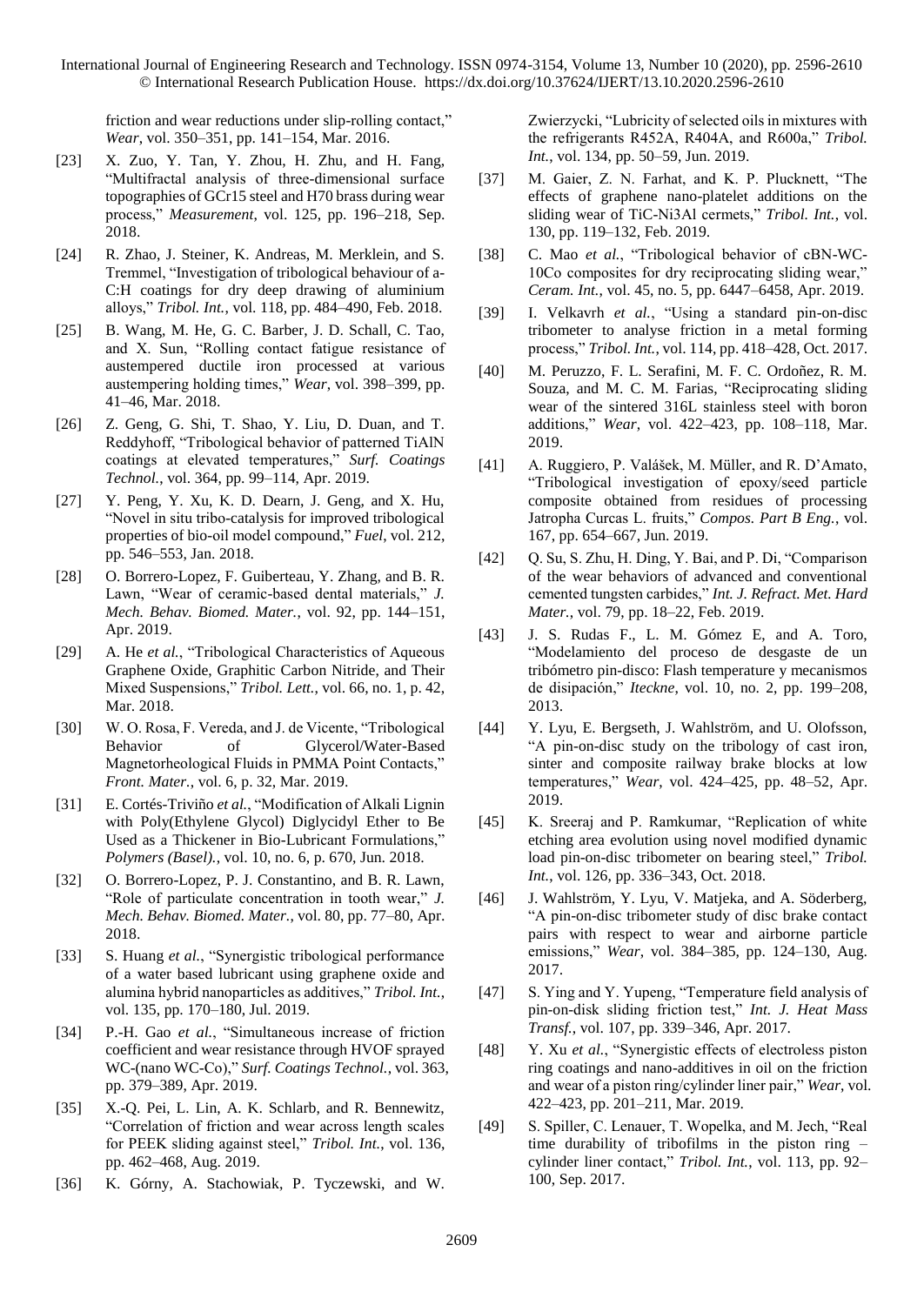friction and wear reductions under slip-rolling contact," *Wear*, vol. 350–351, pp. 141–154, Mar. 2016.

[23] X. Zuo, Y. Tan, Y. Zhou, H. Zhu, and H. Fang, "Multifractal analysis of three-dimensional surface topographies of GCr15 steel and H70 brass during wear process," *Measurement*, vol. 125, pp. 196–218, Sep. 2018.

[24] R. Zhao, J. Steiner, K. Andreas, M. Merklein, and S. Tremmel, "Investigation of tribological behaviour of a-C:H coatings for dry deep drawing of aluminium alloys," *Tribol. Int.*, vol. 118, pp. 484–490, Feb. 2018.

[25] B. Wang, M. He, G. C. Barber, J. D. Schall, C. Tao, and X. Sun, "Rolling contact fatigue resistance of austempered ductile iron processed at various austempering holding times," *Wear*, vol. 398–399, pp. 41–46, Mar. 2018.

[26] Z. Geng, G. Shi, T. Shao, Y. Liu, D. Duan, and T. Reddyhoff, "Tribological behavior of patterned TiAlN coatings at elevated temperatures," *Surf. Coatings Technol.*, vol. 364, pp. 99–114, Apr. 2019.

[27] Y. Peng, Y. Xu, K. D. Dearn, J. Geng, and X. Hu, "Novel in situ tribo-catalysis for improved tribological properties of bio-oil model compound," *Fuel*, vol. 212, pp. 546–553, Jan. 2018.

[28] O. Borrero-Lopez, F. Guiberteau, Y. Zhang, and B. R. Lawn, "Wear of ceramic-based dental materials," *J. Mech. Behav. Biomed. Mater.*, vol. 92, pp. 144–151, Apr. 2019.

[29] A. He *et al.*, "Tribological Characteristics of Aqueous Graphene Oxide, Graphitic Carbon Nitride, and Their Mixed Suspensions," *Tribol. Lett.*, vol. 66, no. 1, p. 42, Mar. 2018.

[30] W. O. Rosa, F. Vereda, and J. de Vicente, "Tribological Behavior of Glycerol/Water-Based Magnetorheological Fluids in PMMA Point Contacts," *Front. Mater.*, vol. 6, p. 32, Mar. 2019.

[31] E. Cortés-Triviño *et al.*, "Modification of Alkali Lignin with Poly(Ethylene Glycol) Diglycidyl Ether to Be Used as a Thickener in Bio-Lubricant Formulations," *Polymers (Basel).*, vol. 10, no. 6, p. 670, Jun. 2018.

[32] O. Borrero-Lopez, P. J. Constantino, and B. R. Lawn, "Role of particulate concentration in tooth wear," *J. Mech. Behav. Biomed. Mater.*, vol. 80, pp. 77–80, Apr. 2018.

[33] S. Huang *et al.*, "Synergistic tribological performance of a water based lubricant using graphene oxide and alumina hybrid nanoparticles as additives," *Tribol. Int.*, vol. 135, pp. 170–180, Jul. 2019.

[34] P.-H. Gao *et al.*, "Simultaneous increase of friction coefficient and wear resistance through HVOF sprayed WC-(nano WC-Co)," *Surf. Coatings Technol.*, vol. 363, pp. 379–389, Apr. 2019.

[35] X.-Q. Pei, L. Lin, A. K. Schlarb, and R. Bennewitz, "Correlation of friction and wear across length scales for PEEK sliding against steel," *Tribol. Int.*, vol. 136, pp. 462–468, Aug. 2019.

[36] K. Górny, A. Stachowiak, P. Tyczewski, and W. Zwierzycki, "Lubricity of selected oils in mixtures with the refrigerants R452A, R404A, and R600a," *Tribol. Int.*, vol. 134, pp. 50–59, Jun. 2019.

[37] M. Gaier, Z. N. Farhat, and K. P. Plucknett, "The effects of graphene nano-platelet additions on the sliding wear of TiC-Ni3Al cermets," *Tribol. Int.*, vol. 130, pp. 119–132, Feb. 2019.

[38] C. Mao *et al.*, "Tribological behavior of cBN-WC-10Co composites for dry reciprocating sliding wear," *Ceram. Int.*, vol. 45, no. 5, pp. 6447–6458, Apr. 2019.

[39] I. Velkavrh *et al.*, "Using a standard pin-on-disc tribometer to analyse friction in a metal forming process," *Tribol. Int.*, vol. 114, pp. 418–428, Oct. 2017.

[40] M. Peruzzo, F. L. Serafini, M. F. C. Ordoñez, R. M. Souza, and M. C. M. Farias, "Reciprocating sliding wear of the sintered 316L stainless steel with boron additions," *Wear*, vol. 422–423, pp. 108–118, Mar. 2019.

[41] A. Ruggiero, P. Valášek, M. Müller, and R. D'Amato, "Tribological investigation of epoxy/seed particle composite obtained from residues of processing Jatropha Curcas L. fruits," *Compos. Part B Eng.*, vol. 167, pp. 654–667, Jun. 2019.

[42] Q. Su, S. Zhu, H. Ding, Y. Bai, and P. Di, "Comparison of the wear behaviors of advanced and conventional cemented tungsten carbides," *Int. J. Refract. Met. Hard Mater.*, vol. 79, pp. 18–22, Feb. 2019.

[43] J. S. Rudas F., L. M. Gómez E, and A. Toro, "Modelamiento del proceso de desgaste de un tribómetro pin-disco: Flash temperature y mecanismos de disipación," *Iteckne*, vol. 10, no. 2, pp. 199–208, 2013.

[44] Y. Lyu, E. Bergseth, J. Wahlström, and U. Olofsson, "A pin-on-disc study on the tribology of cast iron, sinter and composite railway brake blocks at low temperatures," *Wear*, vol. 424–425, pp. 48–52, Apr. 2019.

[45] K. Sreeraj and P. Ramkumar, "Replication of white etching area evolution using novel modified dynamic load pin-on-disc tribometer on bearing steel," *Tribol. Int.*, vol. 126, pp. 336–343, Oct. 2018.

[46] J. Wahlström, Y. Lyu, V. Matjeka, and A. Söderberg, "A pin-on-disc tribometer study of disc brake contact pairs with respect to wear and airborne particle emissions," *Wear*, vol. 384–385, pp. 124–130, Aug. 2017.

[47] S. Ying and Y. Yupeng, "Temperature field analysis of pin-on-disk sliding friction test," *Int. J. Heat Mass Transf.*, vol. 107, pp. 339–346, Apr. 2017.

[48] Y. Xu *et al.*, "Synergistic effects of electroless piston ring coatings and nano-additives in oil on the friction and wear of a piston ring/cylinder liner pair," *Wear*, vol. 422–423, pp. 201–211, Mar. 2019.

[49] S. Spiller, C. Lenauer, T. Wopelka, and M. Jech, "Real time durability of tribofilms in the piston ring – cylinder liner contact," *Tribol. Int.*, vol. 113, pp. 92–100, Sep. 2017.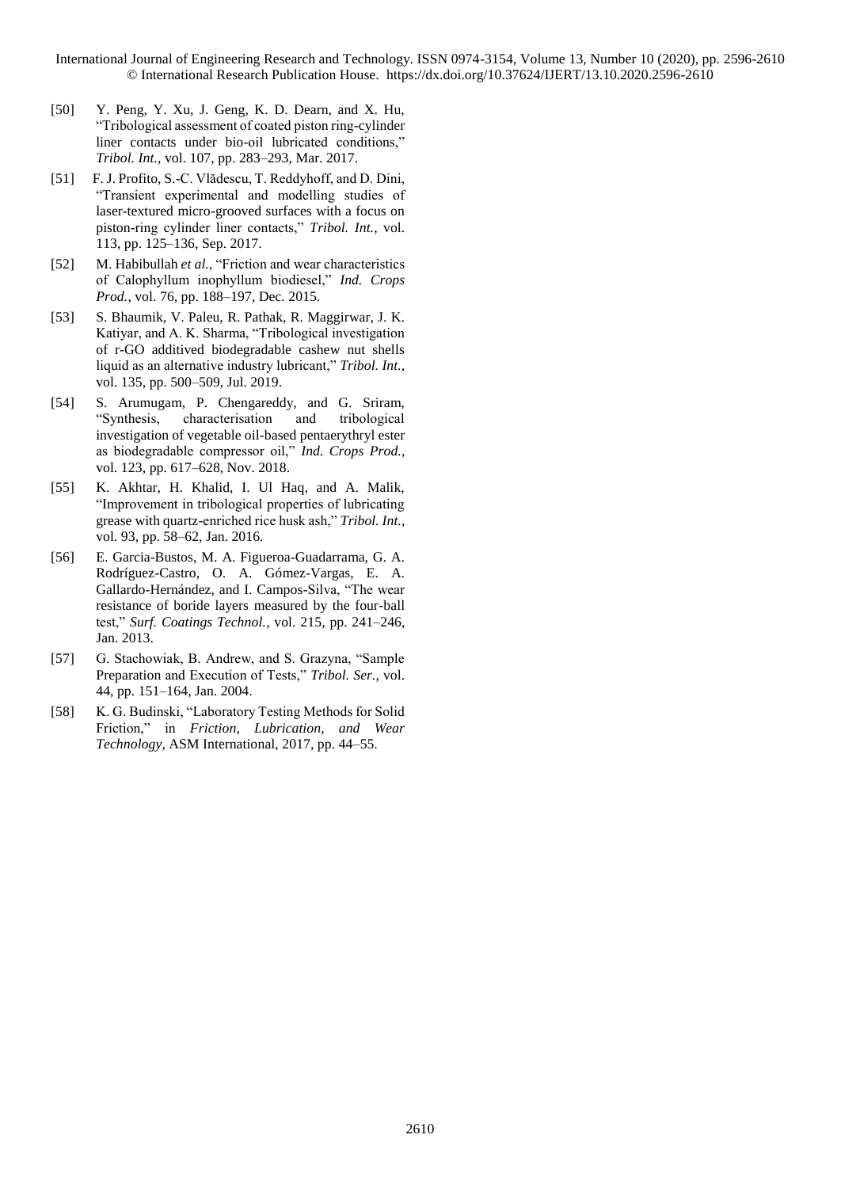[50] Y. Peng, Y. Xu, J. Geng, K. D. Dearn, and X. Hu, "Tribological assessment of coated piston ring-cylinder liner contacts under bio-oil lubricated conditions," *Tribol. Int.*, vol. 107, pp. 283–293, Mar. 2017.

[51] F. J. Profito, S.-C. Vlădescu, T. Reddyhoff, and D. Dini, "Transient experimental and modelling studies of laser-textured micro-grooved surfaces with a focus on piston-ring cylinder liner contacts," *Tribol. Int.*, vol. 113, pp. 125–136, Sep. 2017.

[52] M. Habibullah *et al.*, "Friction and wear characteristics of Calophyllum inophyllum biodiesel," *Ind. Crops Prod.*, vol. 76, pp. 188–197, Dec. 2015.

[53] S. Bhaumik, V. Paleu, R. Pathak, R. Maggirwar, J. K. Katiyar, and A. K. Sharma, "Tribological investigation of r-GO additived biodegradable cashew nut shells liquid as an alternative industry lubricant," *Tribol. Int.*, vol. 135, pp. 500–509, Jul. 2019.

[54] S. Arumugam, P. Chengareddy, and G. Sriram, "Synthesis, characterisation and tribological investigation of vegetable oil-based pentaerythryl ester as biodegradable compressor oil," *Ind. Crops Prod.*, vol. 123, pp. 617–628, Nov. 2018.

[55] K. Akhtar, H. Khalid, I. Ul Haq, and A. Malik, "Improvement in tribological properties of lubricating grease with quartz-enriched rice husk ash," *Tribol. Int.*, vol. 93, pp. 58–62, Jan. 2016.

[56] E. Garcia-Bustos, M. A. Figueroa-Guadarrama, G. A. Rodríguez-Castro, O. A. Gómez-Vargas, E. A. Gallardo-Hernández, and I. Campos-Silva, "The wear resistance of boride layers measured by the four-ball test," *Surf. Coatings Technol.*, vol. 215, pp. 241–246, Jan. 2013.

[57] G. Stachowiak, B. Andrew, and S. Grazyna, "Sample Preparation and Execution of Tests," *Tribol. Ser.*, vol. 44, pp. 151–164, Jan. 2004.

[58] K. G. Budinski, "Laboratory Testing Methods for Solid Friction," in *Friction, Lubrication, and Wear Technology*, ASM International, 2017, pp. 44–55.